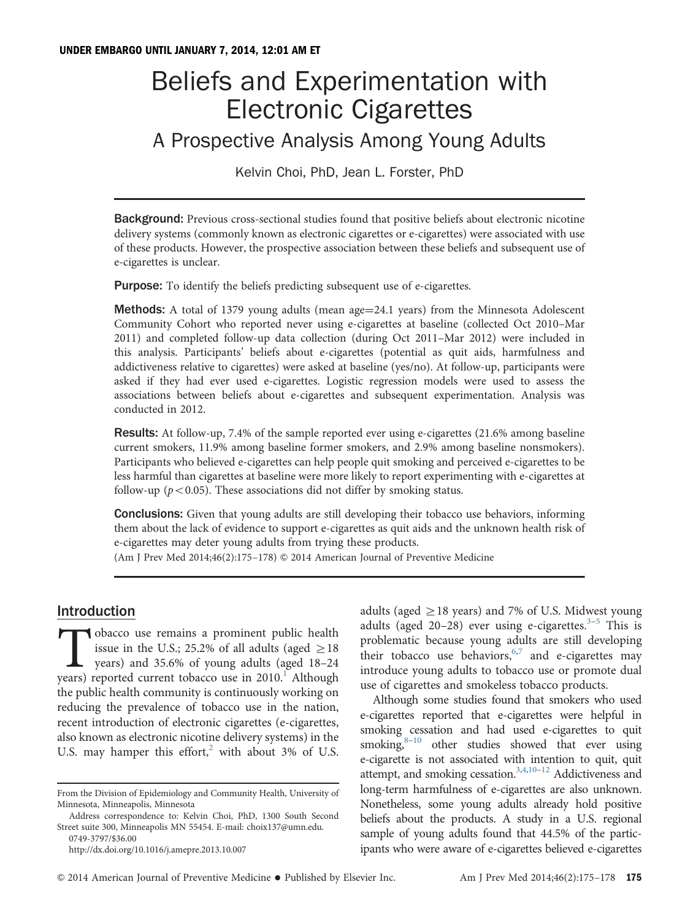UNDER EMBARGO UNTIL JANUARY 7, 2014, 12:01 AM ET

# Beliefs and Experimentation with Electronic Cigarettes

## A Prospective Analysis Among Young Adults

Kelvin Choi, PhD, Jean L. Forster, PhD

**Background:** Previous cross-sectional studies found that positive beliefs about electronic nicotine delivery systems (commonly known as electronic cigarettes or e-cigarettes) were associated with use of these products. However, the prospective association between these beliefs and subsequent use of e-cigarettes is unclear.

**Purpose:** To identify the beliefs predicting subsequent use of e-cigarettes.

**Methods:** A total of 1379 young adults (mean age=24.1 years) from the Minnesota Adolescent Community Cohort who reported never using e-cigarettes at baseline (collected Oct 2010–Mar 2011) and completed follow-up data collection (during Oct 2011–Mar 2012) were included in this analysis. Participants' beliefs about e-cigarettes (potential as quit aids, harmfulness and addictiveness relative to cigarettes) were asked at baseline (yes/no). At follow-up, participants were asked if they had ever used e-cigarettes. Logistic regression models were used to assess the associations between beliefs about e-cigarettes and subsequent experimentation. Analysis was conducted in 2012.

**Results:** At follow-up, 7.4% of the sample reported ever using e-cigarettes (21.6% among baseline current smokers, 11.9% among baseline former smokers, and 2.9% among baseline nonsmokers). Participants who believed e-cigarettes can help people quit smoking and perceived e-cigarettes to be less harmful than cigarettes at baseline were more likely to report experimenting with e-cigarettes at follow-up ($p<0.05$). These associations did not differ by smoking status.

**Conclusions:** Given that young adults are still developing their tobacco use behaviors, informing them about the lack of evidence to support e-cigarettes as quit aids and the unknown health risk of e-cigarettes may deter young adults from trying these products.

(Am J Prev Med 2014;46(2):175–178) © 2014 American Journal of Preventive Medicine

## Introduction

Tobacco use remains a prominent public health issue in the U.S.; 25.2% of all adults (aged ≥18 years) and 35.6% of young adults (aged 18–24 years) reported current tobacco use in 2010.[1] Although the public health community is continuously working on reducing the prevalence of tobacco use in the nation, recent introduction of electronic cigarettes (e-cigarettes, also known as electronic nicotine delivery systems) in the U.S. may hamper this effort,[2] with about 3% of U.S. adults (aged ≥18 years) and 7% of U.S. Midwest young adults (aged 20–28) ever using e-cigarettes.[3–5] This is problematic because young adults are still developing their tobacco use behaviors,[6,7] and e-cigarettes may introduce young adults to tobacco use or promote dual use of cigarettes and smokeless tobacco products.

Although some studies found that smokers who used e-cigarettes reported that e-cigarettes were helpful in smoking cessation and had used e-cigarettes to quit smoking,[8–10] other studies showed that ever using e-cigarette is not associated with intention to quit, quit attempt, and smoking cessation.[3,4,10–12] Addictiveness and long-term harmfulness of e-cigarettes are also unknown. Nonetheless, some young adults already hold positive beliefs about the products. A study in a U.S. regional sample of young adults found that 44.5% of the participants who were aware of e-cigarettes believed e-cigarettes

From the Division of Epidemiology and Community Health, University of Minnesota, Minneapolis, Minnesota

Address correspondence to: Kelvin Choi, PhD, 1300 South Second Street suite 300, Minneapolis MN 55454. E-mail: choix137@umn.edu.

0749-3797/$36.00

http://dx.doi.org/10.1016/j.amepre.2013.10.007

© 2014 American Journal of Preventive Medicine • Published by Elsevier Inc.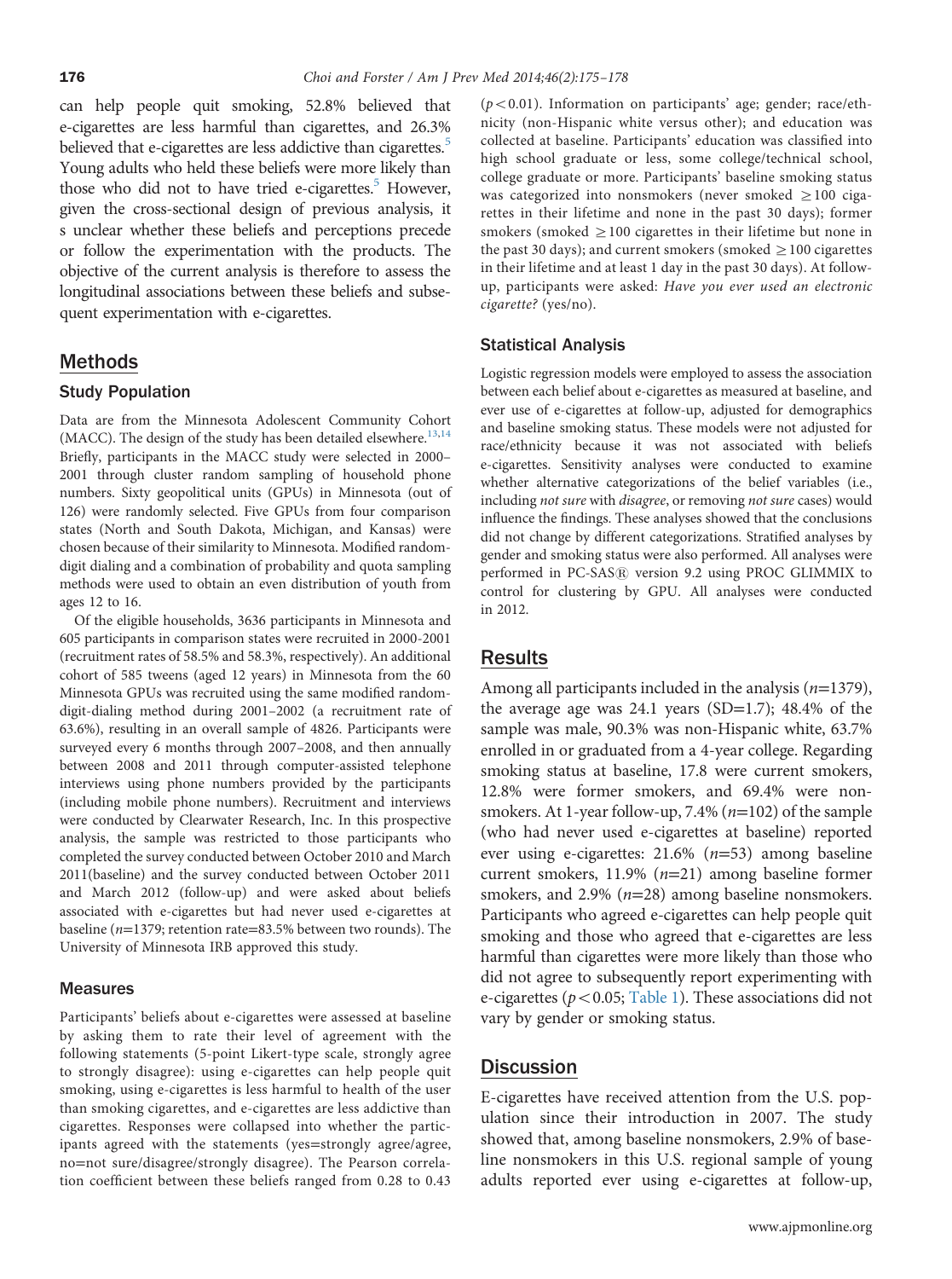can help people quit smoking, 52.8% believed that e-cigarettes are less harmful than cigarettes, and 26.3% believed that e-cigarettes are less addictive than cigarettes.[5] Young adults who held these beliefs were more likely than those who did not to have tried e-cigarettes.[5] However, given the cross-sectional design of previous analysis, it s unclear whether these beliefs and perceptions precede or follow the experimentation with the products. The objective of the current analysis is therefore to assess the longitudinal associations between these beliefs and subsequent experimentation with e-cigarettes.

## Methods

### Study Population

Data are from the Minnesota Adolescent Community Cohort (MACC). The design of the study has been detailed elsewhere.[13,14] Briefly, participants in the MACC study were selected in 2000–2001 through cluster random sampling of household phone numbers. Sixty geopolitical units (GPUs) in Minnesota (out of 126) were randomly selected. Five GPUs from four comparison states (North and South Dakota, Michigan, and Kansas) were chosen because of their similarity to Minnesota. Modified random-digit dialing and a combination of probability and quota sampling methods were used to obtain an even distribution of youth from ages 12 to 16.

Of the eligible households, 3636 participants in Minnesota and 605 participants in comparison states were recruited in 2000-2001 (recruitment rates of 58.5% and 58.3%, respectively). An additional cohort of 585 tweens (aged 12 years) in Minnesota from the 60 Minnesota GPUs was recruited using the same modified random-digit-dialing method during 2001–2002 (a recruitment rate of 63.6%), resulting in an overall sample of 4826. Participants were surveyed every 6 months through 2007–2008, and then annually between 2008 and 2011 through computer-assisted telephone interviews using phone numbers provided by the participants (including mobile phone numbers). Recruitment and interviews were conducted by Clearwater Research, Inc. In this prospective analysis, the sample was restricted to those participants who completed the survey conducted between October 2010 and March 2011(baseline) and the survey conducted between October 2011 and March 2012 (follow-up) and were asked about beliefs associated with e-cigarettes but had never used e-cigarettes at baseline ($n$=1379; retention rate=83.5% between two rounds). The University of Minnesota IRB approved this study.

### Measures

Participants' beliefs about e-cigarettes were assessed at baseline by asking them to rate their level of agreement with the following statements (5-point Likert-type scale, strongly agree to strongly disagree): using e-cigarettes can help people quit smoking, using e-cigarettes is less harmful to health of the user than smoking cigarettes, and e-cigarettes are less addictive than cigarettes. Responses were collapsed into whether the participants agreed with the statements (yes=strongly agree/agree, no=not sure/disagree/strongly disagree). The Pearson correlation coefficient between these beliefs ranged from 0.28 to 0.43 ($p<0.01$). Information on participants' age; gender; race/ethnicity (non-Hispanic white versus other); and education was collected at baseline. Participants' education was classified into high school graduate or less, some college/technical school, college graduate or more. Participants' baseline smoking status was categorized into nonsmokers (never smoked $\geq$100 cigarettes in their lifetime and none in the past 30 days); former smokers (smoked $\geq$100 cigarettes in their lifetime but none in the past 30 days); and current smokers (smoked $\geq$100 cigarettes in their lifetime and at least 1 day in the past 30 days). At follow-up, participants were asked: *Have you ever used an electronic cigarette?* (yes/no).

### Statistical Analysis

Logistic regression models were employed to assess the association between each belief about e-cigarettes as measured at baseline, and ever use of e-cigarettes at follow-up, adjusted for demographics and baseline smoking status. These models were not adjusted for race/ethnicity because it was not associated with beliefs e-cigarettes. Sensitivity analyses were conducted to examine whether alternative categorizations of the belief variables (i.e., including *not sure* with *disagree*, or removing *not sure* cases) would influence the findings. These analyses showed that the conclusions did not change by different categorizations. Stratified analyses by gender and smoking status were also performed. All analyses were performed in PC-SAS® version 9.2 using PROC GLIMMIX to control for clustering by GPU. All analyses were conducted in 2012.

## Results

Among all participants included in the analysis ($n$=1379), the average age was 24.1 years (SD=1.7); 48.4% of the sample was male, 90.3% was non-Hispanic white, 63.7% enrolled in or graduated from a 4-year college. Regarding smoking status at baseline, 17.8 were current smokers, 12.8% were former smokers, and 69.4% were nonsmokers. At 1-year follow-up, 7.4% ($n$=102) of the sample (who had never used e-cigarettes at baseline) reported ever using e-cigarettes: 21.6% ($n$=53) among baseline current smokers, 11.9% ($n$=21) among baseline former smokers, and 2.9% ($n$=28) among baseline nonsmokers. Participants who agreed e-cigarettes can help people quit smoking and those who agreed that e-cigarettes are less harmful than cigarettes were more likely than those who did not agree to subsequently report experimenting with e-cigarettes ($p<0.05$; Table 1). These associations did not vary by gender or smoking status.

## Discussion

E-cigarettes have received attention from the U.S. population since their introduction in 2007. The study showed that, among baseline nonsmokers, 2.9% of baseline nonsmokers in this U.S. regional sample of young adults reported ever using e-cigarettes at follow-up,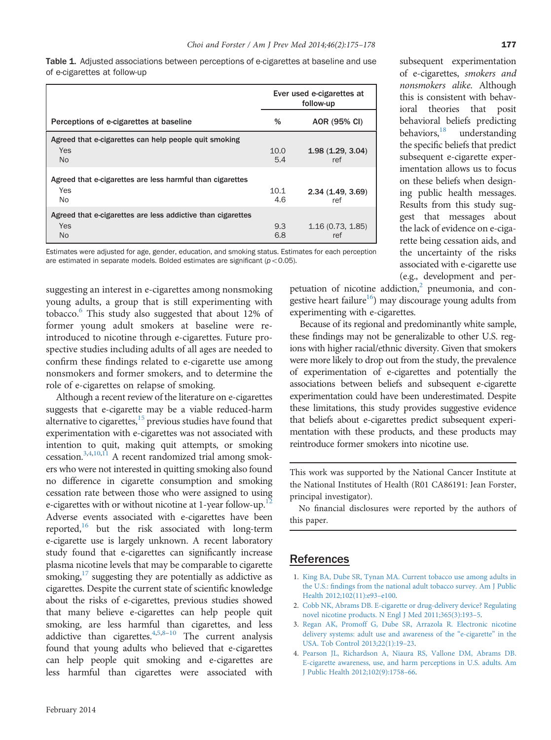Table 1. Adjusted associations between perceptions of e-cigarettes at baseline and use of e-cigarettes at follow-up

| Perceptions of e-cigarettes at baseline | Ever used e-cigarettes at follow-up % | Ever used e-cigarettes at follow-up AOR (95% CI) |
|---|---|---|
| Agreed that e-cigarettes can help people quit smoking | | |
| Yes | 10.0 | **1.98 (1.29, 3.04)** |
| No | 5.4 | ref |
| Agreed that e-cigarettes are less harmful than cigarettes | | |
| Yes | 10.1 | **2.34 (1.49, 3.69)** |
| No | 4.6 | ref |
| Agreed that e-cigarettes are less addictive than cigarettes | | |
| Yes | 9.3 | 1.16 (0.73, 1.85) |
| No | 6.8 | ref |

Estimates were adjusted for age, gender, education, and smoking status. Estimates for each perception are estimated in separate models. Bolded estimates are significant ($p<0.05$).

suggesting an interest in e-cigarettes among nonsmoking young adults, a group that is still experimenting with tobacco.[6] This study also suggested that about 12% of former young adult smokers at baseline were reintroduced to nicotine through e-cigarettes. Future prospective studies including adults of all ages are needed to confirm these findings related to e-cigarette use among nonsmokers and former smokers, and to determine the role of e-cigarettes on relapse of smoking.

Although a recent review of the literature on e-cigarettes suggests that e-cigarette may be a viable reduced-harm alternative to cigarettes,[15] previous studies have found that experimentation with e-cigarettes was not associated with intention to quit, making quit attempts, or smoking cessation.[3,4,10,11] A recent randomized trial among smokers who were not interested in quitting smoking also found no difference in cigarette consumption and smoking cessation rate between those who were assigned to using e-cigarettes with or without nicotine at 1-year follow-up.[12] Adverse events associated with e-cigarettes have been reported,[16] but the risk associated with long-term e-cigarette use is largely unknown. A recent laboratory study found that e-cigarettes can significantly increase plasma nicotine levels that may be comparable to cigarette smoking,[17] suggesting they are potentially as addictive as cigarettes. Despite the current state of scientific knowledge about the risks of e-cigarettes, previous studies showed that many believe e-cigarettes can help people quit smoking, are less harmful than cigarettes, and less addictive than cigarettes.[4,5,8–10] The current analysis found that young adults who believed that e-cigarettes can help people quit smoking and e-cigarettes are less harmful than cigarettes were associated with subsequent experimentation of e-cigarettes, *smokers and nonsmokers alike*. Although this is consistent with behavioral theories that posit behavioral beliefs predicting behaviors,[18] understanding the specific beliefs that predict subsequent e-cigarette experimentation allows us to focus on these beliefs when designing public health messages. Results from this study suggest that messages about the lack of evidence on e-cigarette being cessation aids, and the uncertainty of the risks associated with e-cigarette use (e.g., development and perpetuation of nicotine addiction,[2] pneumonia, and congestive heart failure[16]) may discourage young adults from experimenting with e-cigarettes.

Because of its regional and predominantly white sample, these findings may not be generalizable to other U.S. regions with higher racial/ethnic diversity. Given that smokers were more likely to drop out from the study, the prevalence of experimentation of e-cigarettes and potentially the associations between beliefs and subsequent e-cigarette experimentation could have been underestimated. Despite these limitations, this study provides suggestive evidence that beliefs about e-cigarettes predict subsequent experimentation with these products, and these products may reintroduce former smokers into nicotine use.

This work was supported by the National Cancer Institute at the National Institutes of Health (R01 CA86191: Jean Forster, principal investigator).

No financial disclosures were reported by the authors of this paper.

## References

1. King BA, Dube SR, Tynan MA. Current tobacco use among adults in the U.S.: findings from the national adult tobacco survey. Am J Public Health 2012;102(11):e93–e100.
2. Cobb NK, Abrams DB. E-cigarette or drug-delivery device? Regulating novel nicotine products. N Engl J Med 2011;365(3):193–5.
3. Regan AK, Promoff G, Dube SR, Arrazola R. Electronic nicotine delivery systems: adult use and awareness of the "e-cigarette" in the USA. Tob Control 2013;22(1):19–23.
4. Pearson JL, Richardson A, Niaura RS, Vallone DM, Abrams DB. E-cigarette awareness, use, and harm perceptions in U.S. adults. Am J Public Health 2012;102(9):1758–66.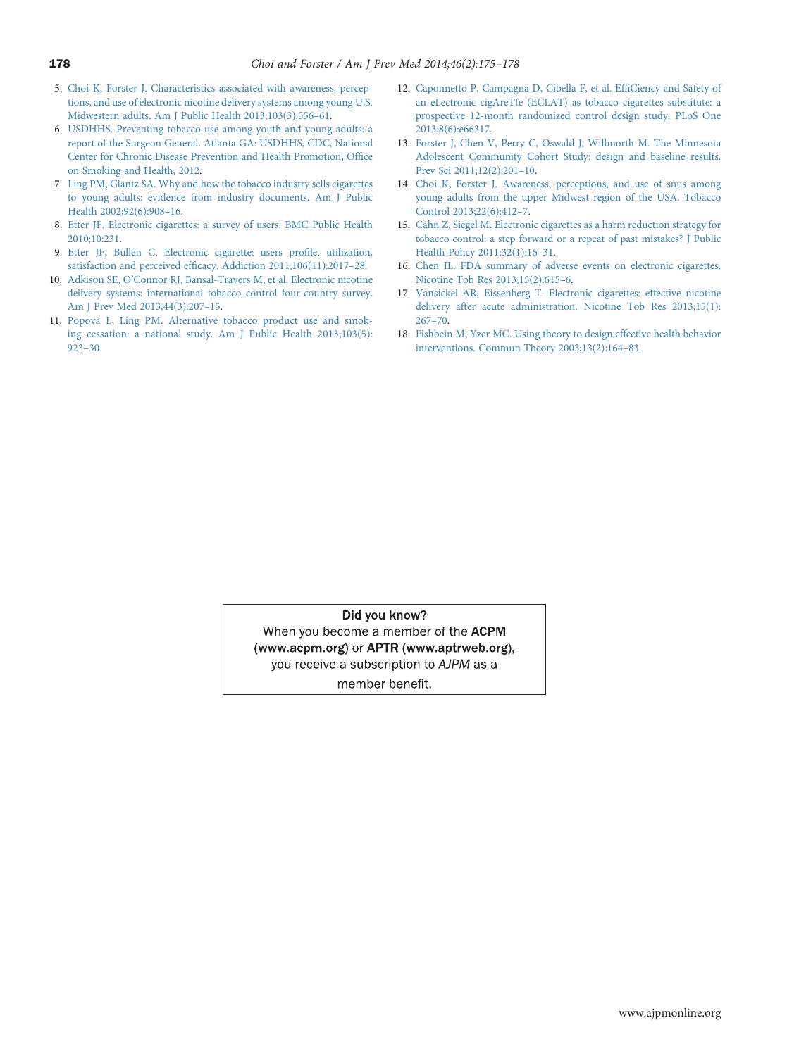5. Choi K, Forster J. Characteristics associated with awareness, perceptions, and use of electronic nicotine delivery systems among young U.S. Midwestern adults. Am J Public Health 2013;103(3):556–61.
6. USDHHS. Preventing tobacco use among youth and young adults: a report of the Surgeon General. Atlanta GA: USDHHS, CDC, National Center for Chronic Disease Prevention and Health Promotion, Office on Smoking and Health, 2012.
7. Ling PM, Glantz SA. Why and how the tobacco industry sells cigarettes to young adults: evidence from industry documents. Am J Public Health 2002;92(6):908–16.
8. Etter JF. Electronic cigarettes: a survey of users. BMC Public Health 2010;10:231.
9. Etter JF, Bullen C. Electronic cigarette: users profile, utilization, satisfaction and perceived efficacy. Addiction 2011;106(11):2017–28.
10. Adkison SE, O'Connor RJ, Bansal-Travers M, et al. Electronic nicotine delivery systems: international tobacco control four-country survey. Am J Prev Med 2013;44(3):207–15.
11. Popova L, Ling PM. Alternative tobacco product use and smoking cessation: a national study. Am J Public Health 2013;103(5): 923–30.
12. Caponnetto P, Campagna D, Cibella F, et al. EffiCiency and Safety of an eLectronic cigAreTte (ECLAT) as tobacco cigarettes substitute: a prospective 12-month randomized control design study. PLoS One 2013;8(6):e66317.
13. Forster J, Chen V, Perry C, Oswald J, Willmorth M. The Minnesota Adolescent Community Cohort Study: design and baseline results. Prev Sci 2011;12(2):201–10.
14. Choi K, Forster J. Awareness, perceptions, and use of snus among young adults from the upper Midwest region of the USA. Tobacco Control 2013;22(6):412–7.
15. Cahn Z, Siegel M. Electronic cigarettes as a harm reduction strategy for tobacco control: a step forward or a repeat of past mistakes? J Public Health Policy 2011;32(1):16–31.
16. Chen IL. FDA summary of adverse events on electronic cigarettes. Nicotine Tob Res 2013;15(2):615–6.
17. Vansickel AR, Eissenberg T. Electronic cigarettes: effective nicotine delivery after acute administration. Nicotine Tob Res 2013;15(1): 267–70.
18. Fishbein M, Yzer MC. Using theory to design effective health behavior interventions. Commun Theory 2003;13(2):164–83.

**Did you know?**
When you become a member of the **ACPM** (**www.acpm.org**) or **APTR** (**www.aptrweb.org**), you receive a subscription to *AJPM* as a member benefit.